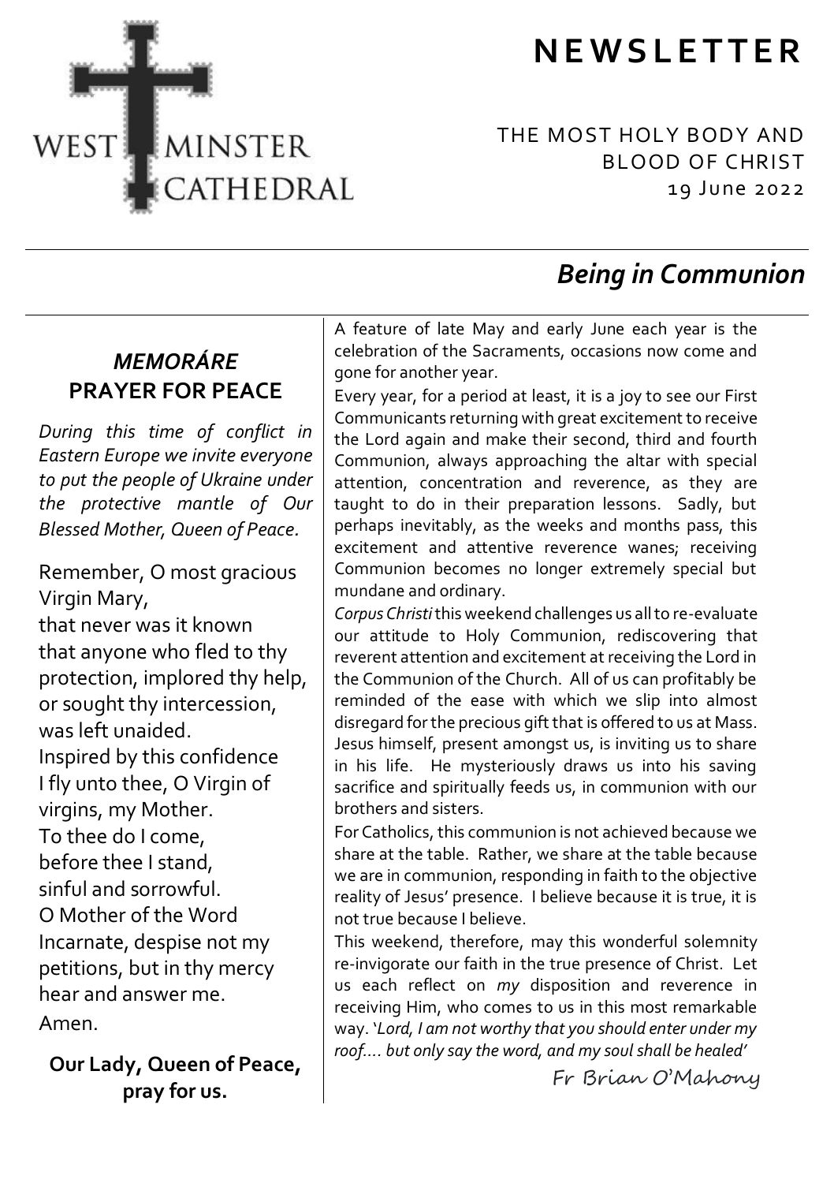WESTMINSTER CATHEDRAL

# NEWSLETTER

THE MOST HOLY BODY AND BLOOD OF CHRIST
19 June 2022

## *Being in Communion*

A feature of late May and early June each year is the celebration of the Sacraments, occasions now come and gone for another year.

Every year, for a period at least, it is a joy to see our First Communicants returning with great excitement to receive the Lord again and make their second, third and fourth Communion, always approaching the altar with special attention, concentration and reverence, as they are taught to do in their preparation lessons. Sadly, but perhaps inevitably, as the weeks and months pass, this excitement and attentive reverence wanes; receiving Communion becomes no longer extremely special but mundane and ordinary.

*Corpus Christi* this weekend challenges us all to re-evaluate our attitude to Holy Communion, rediscovering that reverent attention and excitement at receiving the Lord in the Communion of the Church. All of us can profitably be reminded of the ease with which we slip into almost disregard for the precious gift that is offered to us at Mass. Jesus himself, present amongst us, is inviting us to share in his life. He mysteriously draws us into his saving sacrifice and spiritually feeds us, in communion with our brothers and sisters.

For Catholics, this communion is not achieved because we share at the table. Rather, we share at the table because we are in communion, responding in faith to the objective reality of Jesus' presence. I believe because it is true, it is not true because I believe.

This weekend, therefore, may this wonderful solemnity re-invigorate our faith in the true presence of Christ. Let us each reflect on *my* disposition and reverence in receiving Him, who comes to us in this most remarkable way. '*Lord, I am not worthy that you should enter under my roof.... but only say the word, and my soul shall be healed*'

Fr Brian O'Mahony

### *MEMORÁRE*
### PRAYER FOR PEACE

*During this time of conflict in Eastern Europe we invite everyone to put the people of Ukraine under the protective mantle of Our Blessed Mother, Queen of Peace.*

Remember, O most gracious Virgin Mary,
that never was it known
that anyone who fled to thy protection, implored thy help,
or sought thy intercession,
was left unaided.
Inspired by this confidence
I fly unto thee, O Virgin of virgins, my Mother.
To thee do I come,
before thee I stand,
sinful and sorrowful.
O Mother of the Word Incarnate, despise not my petitions, but in thy mercy hear and answer me.
Amen.

**Our Lady, Queen of Peace, pray for us.**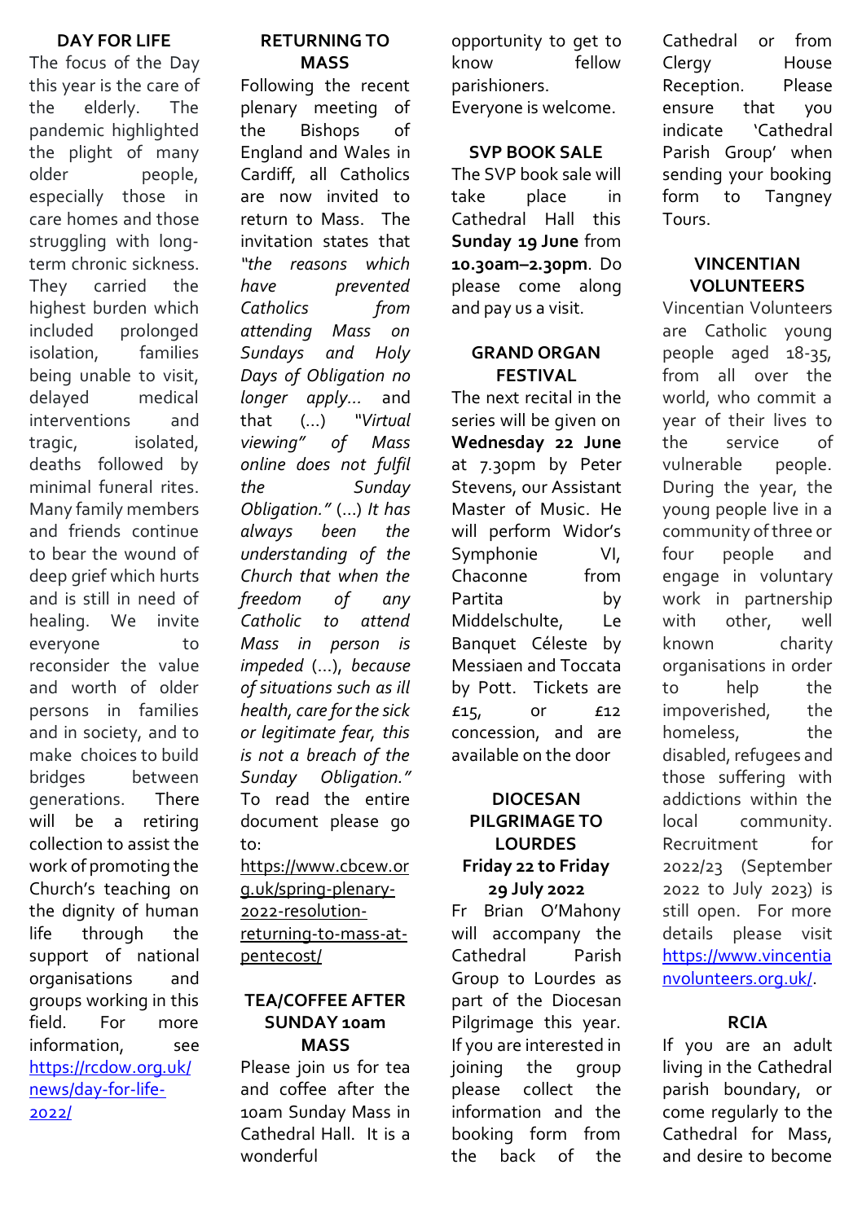## DAY FOR LIFE

The focus of the Day this year is the care of the elderly. The pandemic highlighted the plight of many older people, especially those in care homes and those struggling with long-term chronic sickness. They carried the highest burden which included prolonged isolation, families being unable to visit, delayed medical interventions and tragic, isolated, deaths followed by minimal funeral rites. Many family members and friends continue to bear the wound of deep grief which hurts and is still in need of healing. We invite everyone to reconsider the value and worth of older persons in families and in society, and to make choices to build bridges between generations. There will be a retiring collection to assist the work of promoting the Church's teaching on the dignity of human life through the support of national organisations and groups working in this field. For more information, see https://rcdow.org.uk/news/day-for-life-2022/

## RETURNING TO MASS

Following the recent plenary meeting of the Bishops of England and Wales in Cardiff, all Catholics are now invited to return to Mass. The invitation states that *"the reasons which have prevented Catholics from attending Mass on Sundays and Holy Days of Obligation no longer apply…* and that (…) *"Virtual viewing" of Mass online does not fulfil the Sunday Obligation."* (…) *It has always been the understanding of the Church that when the freedom of any Catholic to attend Mass in person is impeded* (…), *because of situations such as ill health, care for the sick or legitimate fear, this is not a breach of the Sunday Obligation."* To read the entire document please go to: https://www.cbcew.org.uk/spring-plenary-2022-resolution-returning-to-mass-at-pentecost/

## TEA/COFFEE AFTER SUNDAY 10am MASS

Please join us for tea and coffee after the 10am Sunday Mass in Cathedral Hall. It is a wonderful opportunity to get to know fellow parishioners.
Everyone is welcome.

## SVP BOOK SALE

The SVP book sale will take place in Cathedral Hall this **Sunday 19 June** from **10.30am–2.30pm**. Do please come along and pay us a visit.

## GRAND ORGAN FESTIVAL

The next recital in the series will be given on **Wednesday 22 June** at 7.30pm by Peter Stevens, our Assistant Master of Music. He will perform Widor's Symphonie VI, Chaconne from Partita by Middelschulte, Le Banquet Céleste by Messiaen and Toccata by Pott. Tickets are £15, or £12 concession, and are available on the door

## DIOCESAN PILGRIMAGE TO LOURDES
### Friday 22 to Friday 29 July 2022

Fr Brian O'Mahony will accompany the Cathedral Parish Group to Lourdes as part of the Diocesan Pilgrimage this year. If you are interested in joining the group please collect the information and the booking form from the back of the Cathedral or from Clergy House Reception. Please ensure that you indicate 'Cathedral Parish Group' when sending your booking form to Tangney Tours.

## VINCENTIAN VOLUNTEERS

Vincentian Volunteers are Catholic young people aged 18-35, from all over the world, who commit a year of their lives to the service of vulnerable people. During the year, the young people live in a community of three or four people and engage in voluntary work in partnership with other, well known charity organisations in order to help the impoverished, the homeless, the disabled, refugees and those suffering with addictions within the local community. Recruitment for 2022/23 (September 2022 to July 2023) is still open. For more details please visit https://www.vincentianvolunteers.org.uk/.

## RCIA

If you are an adult living in the Cathedral parish boundary, or come regularly to the Cathedral for Mass, and desire to become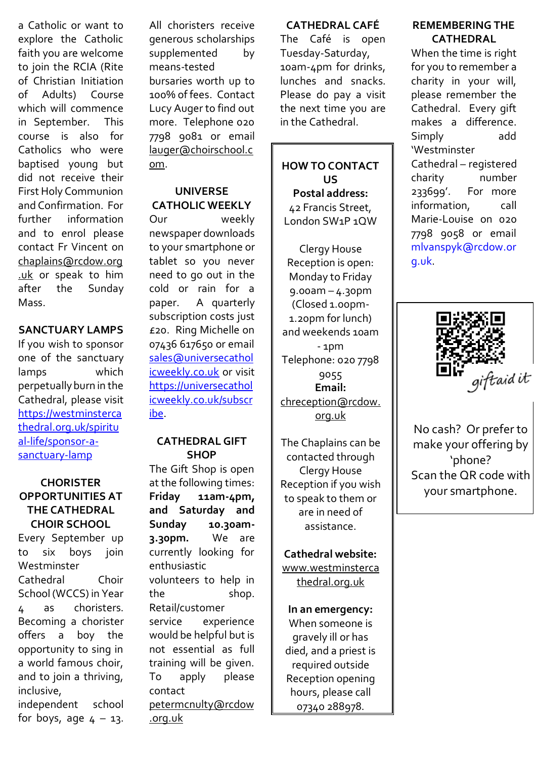a Catholic or want to explore the Catholic faith you are welcome to join the RCIA (Rite of Christian Initiation of Adults) Course which will commence in September. This course is also for Catholics who were baptised young but did not receive their First Holy Communion and Confirmation. For further information and to enrol please contact Fr Vincent on chaplains@rcdow.org.uk or speak to him after the Sunday Mass.

## SANCTUARY LAMPS

If you wish to sponsor one of the sanctuary lamps which perpetually burn in the Cathedral, please visit https://westminstercathedral.org.uk/spiritual-life/sponsor-a-sanctuary-lamp

## CHORISTER OPPORTUNITIES AT THE CATHEDRAL CHOIR SCHOOL

Every September up to six boys join Westminster Cathedral Choir School (WCCS) in Year 4 as choristers. Becoming a chorister offers a boy the opportunity to sing in a world famous choir, and to join a thriving, inclusive, independent school for boys, age 4 – 13. All choristers receive generous scholarships supplemented by means-tested bursaries worth up to 100% of fees. Contact Lucy Auger to find out more. Telephone 020 7798 9081 or email lauger@choirschool.com.

## UNIVERSE CATHOLIC WEEKLY

Our weekly newspaper downloads to your smartphone or tablet so you never need to go out in the cold or rain for a paper. A quarterly subscription costs just £20. Ring Michelle on 07436 617650 or email sales@universecatholicweekly.co.uk or visit https://universecatholicweekly.co.uk/subscribe.

## CATHEDRAL GIFT SHOP

The Gift Shop is open at the following times: **Friday 11am-4pm, and Saturday and Sunday 10.30am-3.30pm.** We are currently looking for enthusiastic volunteers to help in the shop. Retail/customer service experience would be helpful but is not essential as full training will be given. To apply please contact petermcnulty@rcdow.org.uk

## CATHEDRAL CAFÉ

The Café is open Tuesday-Saturday, 10am-4pm for drinks, lunches and snacks. Please do pay a visit the next time you are in the Cathedral.

## HOW TO CONTACT US

**Postal address:**
42 Francis Street, London SW1P 1QW

Clergy House Reception is open: Monday to Friday 9.00am – 4.30pm (Closed 1.00pm-1.20pm for lunch) and weekends 10am - 1pm

Telephone: 020 7798 9055

**Email:**
chreception@rcdow.org.uk

The Chaplains can be contacted through Clergy House Reception if you wish to speak to them or are in need of assistance.

**Cathedral website:**
www.westminstercathedral.org.uk

**In an emergency:**
When someone is gravely ill or has died, and a priest is required outside Reception opening hours, please call 07340 288978.

## REMEMBERING THE CATHEDRAL

When the time is right for you to remember a charity in your will, please remember the Cathedral. Every gift makes a difference. Simply add 'Westminster Cathedral – registered charity number 233699'. For more information, call Marie-Louise on 020 7798 9058 or email mlvanspyk@rcdow.org.uk.

giftaid it

No cash? Or prefer to make your offering by 'phone?
Scan the QR code with your smartphone.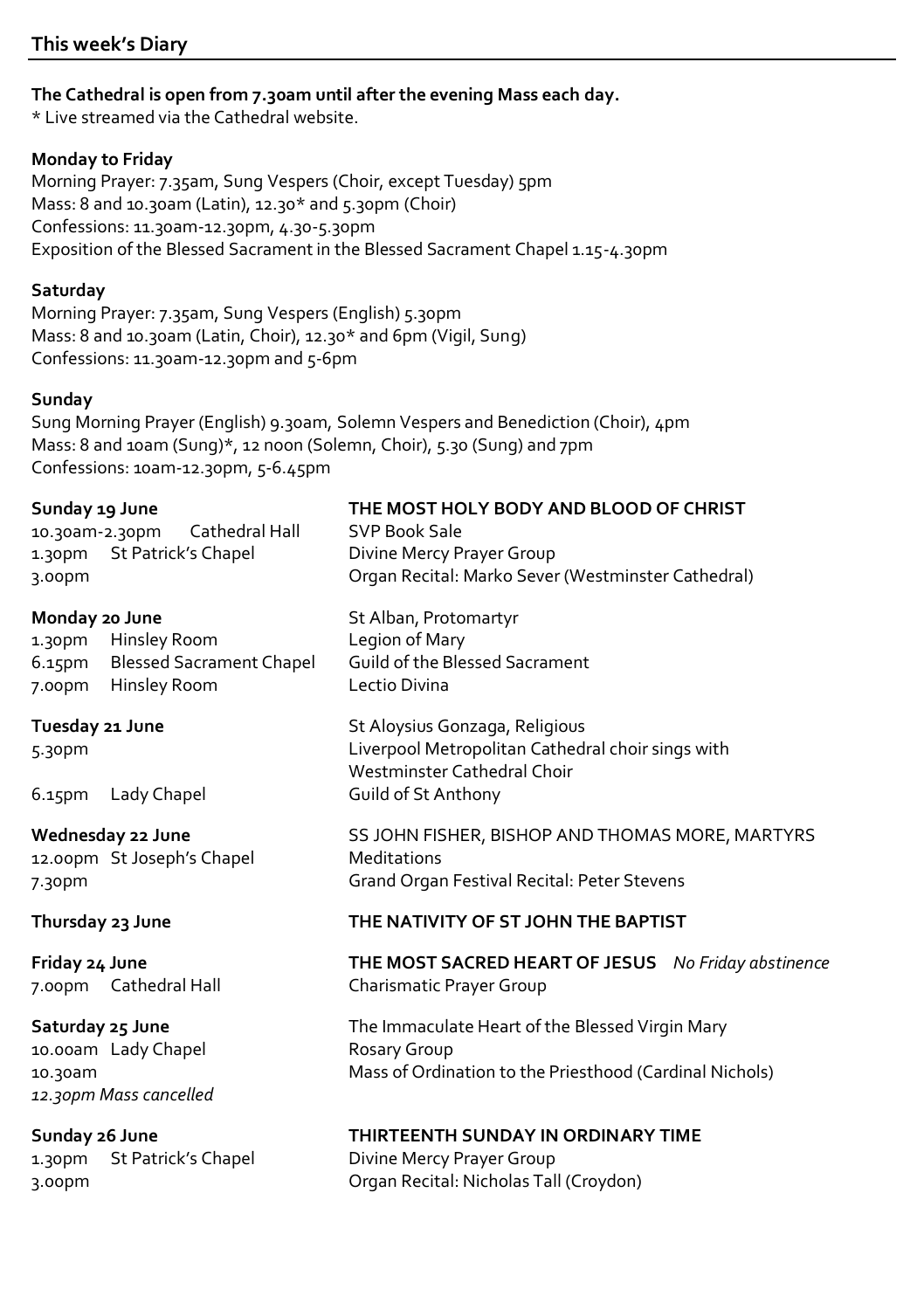## This week's Diary

**The Cathedral is open from 7.30am until after the evening Mass each day.**
* Live streamed via the Cathedral website.

**Monday to Friday**
Morning Prayer: 7.35am, Sung Vespers (Choir, except Tuesday) 5pm
Mass: 8 and 10.30am (Latin), 12.30* and 5.30pm (Choir)
Confessions: 11.30am-12.30pm, 4.30-5.30pm
Exposition of the Blessed Sacrament in the Blessed Sacrament Chapel 1.15-4.30pm

**Saturday**
Morning Prayer: 7.35am, Sung Vespers (English) 5.30pm
Mass: 8 and 10.30am (Latin, Choir), 12.30* and 6pm (Vigil, Sung)
Confessions: 11.30am-12.30pm and 5-6pm

**Sunday**
Sung Morning Prayer (English) 9.30am, Solemn Vespers and Benediction (Choir), 4pm
Mass: 8 and 10am (Sung)*, 12 noon (Solemn, Choir), 5.30 (Sung) and 7pm
Confessions: 10am-12.30pm, 5-6.45pm

**Sunday 19 June** — **THE MOST HOLY BODY AND BLOOD OF CHRIST**
10.30am-2.30pm Cathedral Hall — SVP Book Sale
1.30pm St Patrick's Chapel — Divine Mercy Prayer Group
3.00pm — Organ Recital: Marko Sever (Westminster Cathedral)

**Monday 20 June** — St Alban, Protomartyr
1.30pm Hinsley Room — Legion of Mary
6.15pm Blessed Sacrament Chapel — Guild of the Blessed Sacrament
7.00pm Hinsley Room — Lectio Divina

**Tuesday 21 June** — St Aloysius Gonzaga, Religious
5.30pm — Liverpool Metropolitan Cathedral choir sings with Westminster Cathedral Choir
6.15pm Lady Chapel — Guild of St Anthony

**Wednesday 22 June** — SS JOHN FISHER, BISHOP AND THOMAS MORE, MARTYRS
12.00pm St Joseph's Chapel — Meditations
7.30pm — Grand Organ Festival Recital: Peter Stevens

**Thursday 23 June** — **THE NATIVITY OF ST JOHN THE BAPTIST**

**Friday 24 June** — **THE MOST SACRED HEART OF JESUS** *No Friday abstinence*
7.00pm Cathedral Hall — Charismatic Prayer Group

**Saturday 25 June** — The Immaculate Heart of the Blessed Virgin Mary
10.00am Lady Chapel — Rosary Group
10.30am — Mass of Ordination to the Priesthood (Cardinal Nichols)
*12.30pm Mass cancelled*

**Sunday 26 June** — **THIRTEENTH SUNDAY IN ORDINARY TIME**
1.30pm St Patrick's Chapel — Divine Mercy Prayer Group
3.00pm — Organ Recital: Nicholas Tall (Croydon)